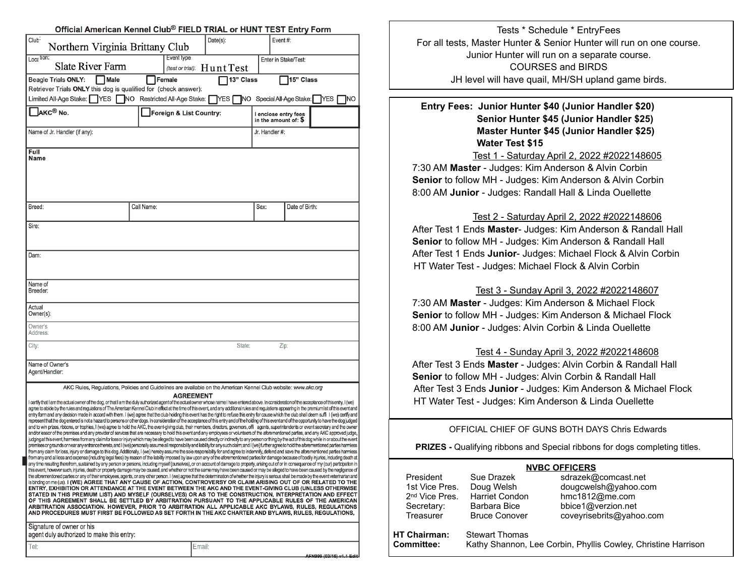## Official American Kennel Club® FIELD TRIAL or HUNT TEST Entry Form

Club: Northern Virginia Brittany Club

Date(s):

Event #:

Location: Slate River Farm

Event type (test or trial): Hunt Test

Enter in Stake/Test:

Beagle Trials ONLY: ☐ Male ☐ Female ☐ 13" Class ☐ 15" Class

Retriever Trials **ONLY** this dog is qualified for (check answer):

Limited All-Age Stake: ☐ YES ☐ NO Restricted All-Age Stake: ☐ YES ☐ NO Special All-Age Stake: ☐ YES ☐ NO

☐ AKC® No. ☐ Foreign & List Country: I enclose entry fees in the amount of: $

Name of Jr. Handler (if any): Jr. Handler #:

Full Name

Breed: Call Name: Sex: Date of Birth:

Sire:

Dam:

Name of Breeder:

Actual Owner(s):

Owner's Address:

City: State: Zip:

Name of Owner's Agent/Handler:

AKC Rules, Regulations, Policies and Guidelines are available on the American Kennel Club website: *www.akc.org*

**AGREEMENT**

I certify that I am the actual owner of the dog, or that I am the duly authorized agent of the actual owner whose name I have entered above. In consideration of the acceptance of this entry, I (we) agree to abide by the rules and regulations of The American Kennel Club in effect at the time of this event, and any additional rules and regulations appearing in the premium list of this event and entry form and any decision made in accord with them. I (we) agree that the club holding this event has the right to refuse this entry for cause which the club shall deem suffi I (we) certify and represent that the dog entered is not a hazard to persons or other dogs. In consideration of the acceptance of this entry and of the holding of this event and of the opportunity to have the dog judged and to win prizes, ribbons, or trophies, I (we) agree to hold the AKC, the event-giving club, their members, directors, governors, offi agents, superintendents or event secretary and the owner and/or lessor of the premises and any provider of services that are necessary to hold this event and any employees or volunteers of the aforementioned parties, and any AKC approved judge, judging at this event, harmless from any claim for loss or injury which may be alleged to have been caused directly or indirectly to any person or thing by the act of this dog while in or about the event premises or grounds or near any entrance thereto, and I (we) personally assume all responsibility and liability for any such claim; and I (we) further agree to hold the aforementioned parties harmless from any claim for loss, injury or damage to this dog. Additionally, I (we) hereby assume the sole responsibility for and agree to indemnify, defend and save the aforementioned parties harmless from any and all loss and expense (including legal fees) by reason of the liability imposed by law upon any of the aforementioned parties for damage because of bodily injuries, including death at any time resulting therefrom, sustained by any person or persons, including myself (ourselves), or on account of damage to property, arising out of or in consequence of my (our) participation in this event, however such, injuries, death or property damage may be caused, and whether or not the same may have been caused or may be alleged to have been caused by the negligence of the aforementioned parties or any of their employees, agents, or any other person. I (we) agree that the determination of whether the injury is serious shall be made by the event veterinarian and is binding on me (us). **I (WE) AGREE THAT ANY CAUSE OF ACTION, CONTROVERSY OR CLAIM ARISING OUT OF OR RELATED TO THE ENTRY, EXHIBITION OR ATTENDANCE AT THE EVENT BETWEEN THE AKC AND THE EVENT-GIVING CLUB (UNLESS OTHERWISE STATED IN THIS PREMIUM LIST) AND MYSELF (OURSELVES) OR AS TO THE CONSTRUCTION, INTERPRETATION AND EFFECT OF THIS AGREEMENT SHALL BE SETTLED BY ARBITRATION PURSUANT TO THE APPLICABLE RULES OF THE AMERICAN ARBITRATION ASSOCIATION. HOWEVER, PRIOR TO ARBITRATION ALL APPLICABLE AKC BYLAWS, RULES, REGULATIONS AND PROCEDURES MUST FIRST BE FOLLOWED AS SET FORTH IN THE AKC CHARTER AND BYLAWS, RULES, REGULATIONS,**

Signature of owner or his agent duly authorized to make this entry:

Tel: Email:

AFN999 (03/15) v1.1 Edit

---

Tests * Schedule * EntryFees

For all tests, Master Hunter & Senior Hunter will run on one course.

Junior Hunter will run on a separate course.

COURSES and BIRDS

JH level will have quail, MH/SH upland game birds.

**Entry Fees: Junior Hunter $40 (Junior Handler $20)**
**Senior Hunter $45 (Junior Handler $25)**
**Master Hunter $45 (Junior Handler $25)**
**Water Test $15**

Test 1 - Saturday April 2, 2022 #2022148605

7:30 AM **Master** - Judges: Kim Anderson & Alvin Corbin
**Senior** to follow MH - Judges: Kim Anderson & Alvin Corbin
8:00 AM **Junior** - Judges: Randall Hall & Linda Ouellette

Test 2 - Saturday April 2, 2022 #2022148606

After Test 1 Ends **Master**- Judges: Kim Anderson & Randall Hall
**Senior** to follow MH - Judges: Kim Anderson & Randall Hall
After Test 1 Ends **Junior**- Judges: Michael Flock & Alvin Corbin
HT Water Test - Judges: Michael Flock & Alvin Corbin

Test 3 - Sunday April 3, 2022 #2022148607

7:30 AM **Master** - Judges: Kim Anderson & Michael Flock
**Senior** to follow MH - Judges: Kim Anderson & Michael Flock
8:00 AM **Junior** - Judges: Alvin Corbin & Linda Ouellette

Test 4 - Sunday April 3, 2022 #2022148608

After Test 3 Ends **Master** - Judges: Alvin Corbin & Randall Hall
**Senior** to follow MH - Judges: Alvin Corbin & Randall Hall
After Test 3 Ends **Junior** - Judges: Kim Anderson & Michael Flock
HT Water Test - Judges: Kim Anderson & Linda Ouellette

OFFICIAL CHIEF OF GUNS BOTH DAYS Chris Edwards

**PRIZES -** Qualifying ribbons and Special ribbons for dogs completing titles.

**NVBC OFFICERS**

| | | |
|---|---|---|
| President | Sue Drazek | sdrazek@comcast.net |
| 1st Vice Pres. | Doug Welsh | dougcwelsh@yahoo.com |
| 2nd Vice Pres. | Harriet Condon | hmc1812@me.com |
| Secretary: | Barbara Bice | bbice1@verzion.net |
| Treasurer | Bruce Conover | coveyrisebrits@yahoo.com |

**HT Chairman:** Stewart Thomas

**Committee:** Kathy Shannon, Lee Corbin, Phyllis Cowley, Christine Harrison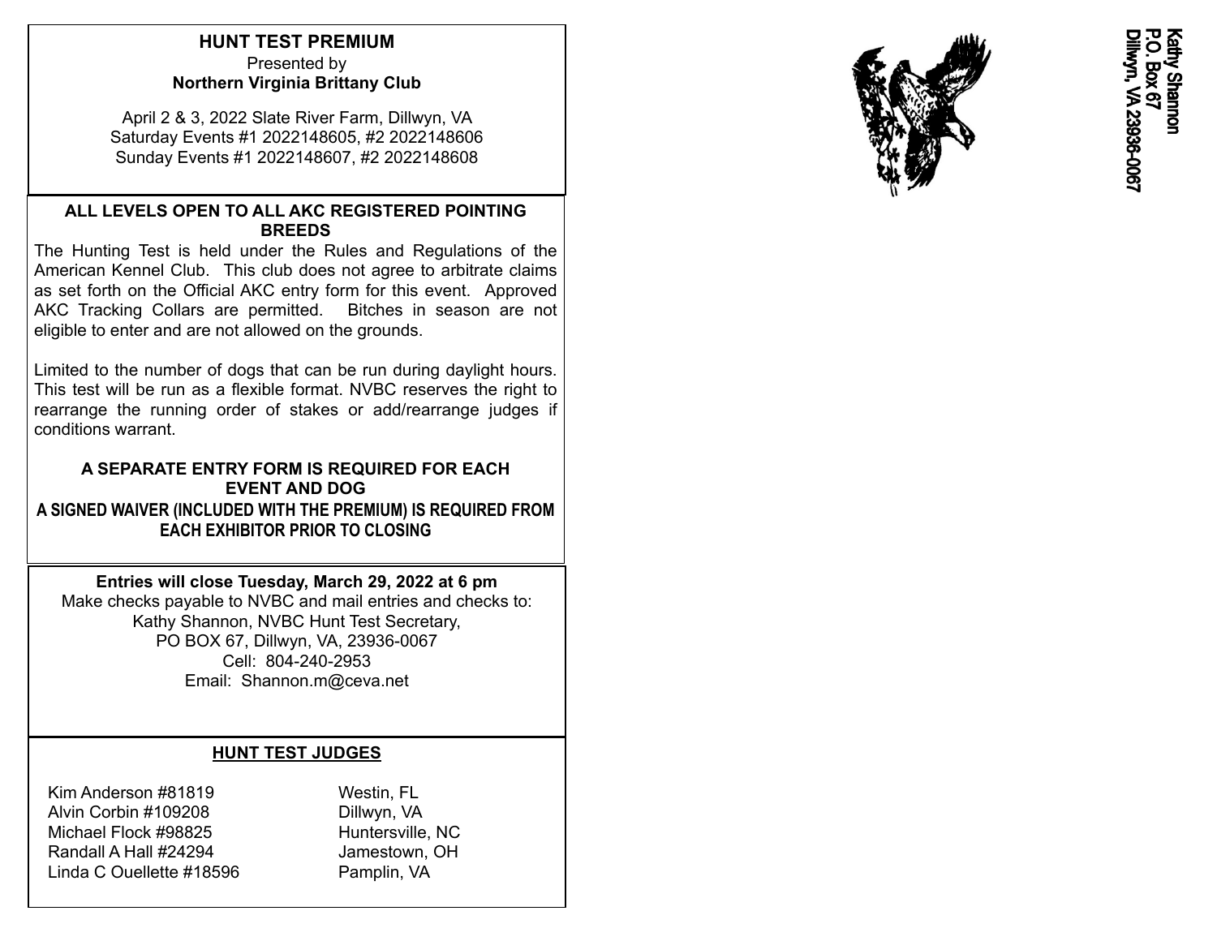## HUNT TEST PREMIUM

Presented by

**Northern Virginia Brittany Club**

April 2 & 3, 2022 Slate River Farm, Dillwyn, VA
Saturday Events #1 2022148605, #2 2022148606
Sunday Events #1 2022148607, #2 2022148608

**ALL LEVELS OPEN TO ALL AKC REGISTERED POINTING BREEDS**

The Hunting Test is held under the Rules and Regulations of the American Kennel Club. This club does not agree to arbitrate claims as set forth on the Official AKC entry form for this event. Approved AKC Tracking Collars are permitted. Bitches in season are not eligible to enter and are not allowed on the grounds.

Limited to the number of dogs that can be run during daylight hours. This test will be run as a flexible format. NVBC reserves the right to rearrange the running order of stakes or add/rearrange judges if conditions warrant.

**A SEPARATE ENTRY FORM IS REQUIRED FOR EACH EVENT AND DOG**

**A SIGNED WAIVER (INCLUDED WITH THE PREMIUM) IS REQUIRED FROM EACH EXHIBITOR PRIOR TO CLOSING**

**Entries will close Tuesday, March 29, 2022 at 6 pm**

Make checks payable to NVBC and mail entries and checks to:
Kathy Shannon, NVBC Hunt Test Secretary,
PO BOX 67, Dillwyn, VA, 23936-0067
Cell: 804-240-2953
Email: Shannon.m@ceva.net

### HUNT TEST JUDGES

| | |
|---|---|
| Kim Anderson #81819 | Westin, FL |
| Alvin Corbin #109208 | Dillwyn, VA |
| Michael Flock #98825 | Huntersville, NC |
| Randall A Hall #24294 | Jamestown, OH |
| Linda C Ouellette #18596 | Pamplin, VA |

**Kathy Shannon**
**P.O. Box 67**
**Dillwyn, VA 23936-0067**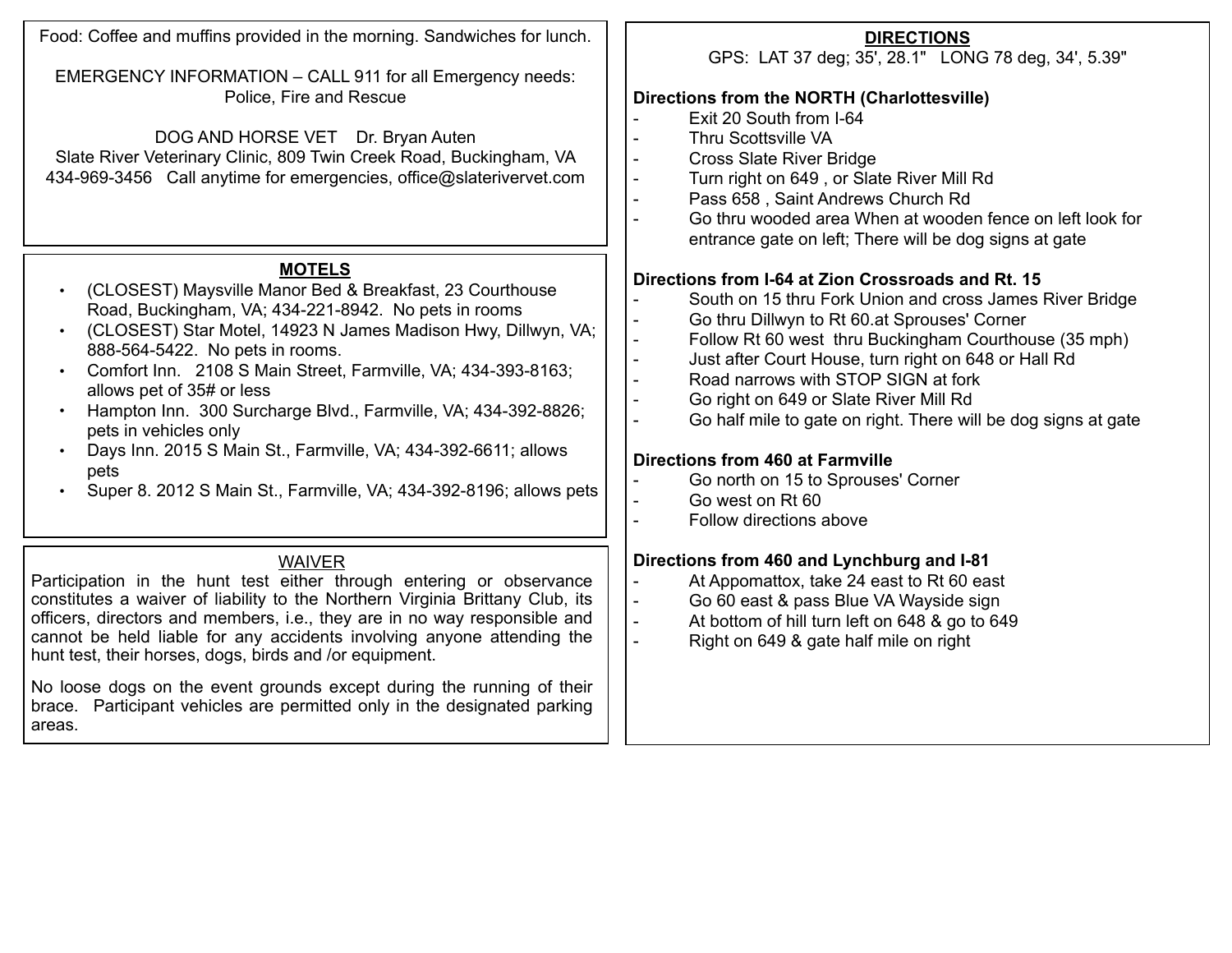Food: Coffee and muffins provided in the morning. Sandwiches for lunch.

EMERGENCY INFORMATION – CALL 911 for all Emergency needs: Police, Fire and Rescue

DOG AND HORSE VET Dr. Bryan Auten
Slate River Veterinary Clinic, 809 Twin Creek Road, Buckingham, VA
434-969-3456 Call anytime for emergencies, office@slaterivervet.com

## MOTELS

- (CLOSEST) Maysville Manor Bed & Breakfast, 23 Courthouse Road, Buckingham, VA; 434-221-8942. No pets in rooms
- (CLOSEST) Star Motel, 14923 N James Madison Hwy, Dillwyn, VA; 888-564-5422. No pets in rooms.
- Comfort Inn. 2108 S Main Street, Farmville, VA; 434-393-8163; allows pet of 35# or less
- Hampton Inn. 300 Surcharge Blvd., Farmville, VA; 434-392-8826; pets in vehicles only
- Days Inn. 2015 S Main St., Farmville, VA; 434-392-6611; allows pets
- Super 8. 2012 S Main St., Farmville, VA; 434-392-8196; allows pets

## WAIVER

Participation in the hunt test either through entering or observance constitutes a waiver of liability to the Northern Virginia Brittany Club, its officers, directors and members, i.e., they are in no way responsible and cannot be held liable for any accidents involving anyone attending the hunt test, their horses, dogs, birds and /or equipment.

No loose dogs on the event grounds except during the running of their brace. Participant vehicles are permitted only in the designated parking areas.

## DIRECTIONS

GPS: LAT 37 deg; 35', 28.1" LONG 78 deg, 34', 5.39"

**Directions from the NORTH (Charlottesville)**

- Exit 20 South from I-64
- Thru Scottsville VA
- Cross Slate River Bridge
- Turn right on 649 , or Slate River Mill Rd
- Pass 658 , Saint Andrews Church Rd
- Go thru wooded area When at wooden fence on left look for entrance gate on left; There will be dog signs at gate

**Directions from I-64 at Zion Crossroads and Rt. 15**

- South on 15 thru Fork Union and cross James River Bridge
- Go thru Dillwyn to Rt 60.at Sprouses' Corner
- Follow Rt 60 west thru Buckingham Courthouse (35 mph)
- Just after Court House, turn right on 648 or Hall Rd
- Road narrows with STOP SIGN at fork
- Go right on 649 or Slate River Mill Rd
- Go half mile to gate on right. There will be dog signs at gate

**Directions from 460 at Farmville**

- Go north on 15 to Sprouses' Corner
- Go west on Rt 60
- Follow directions above

**Directions from 460 and Lynchburg and I-81**

- At Appomattox, take 24 east to Rt 60 east
- Go 60 east & pass Blue VA Wayside sign
- At bottom of hill turn left on 648 & go to 649
- Right on 649 & gate half mile on right